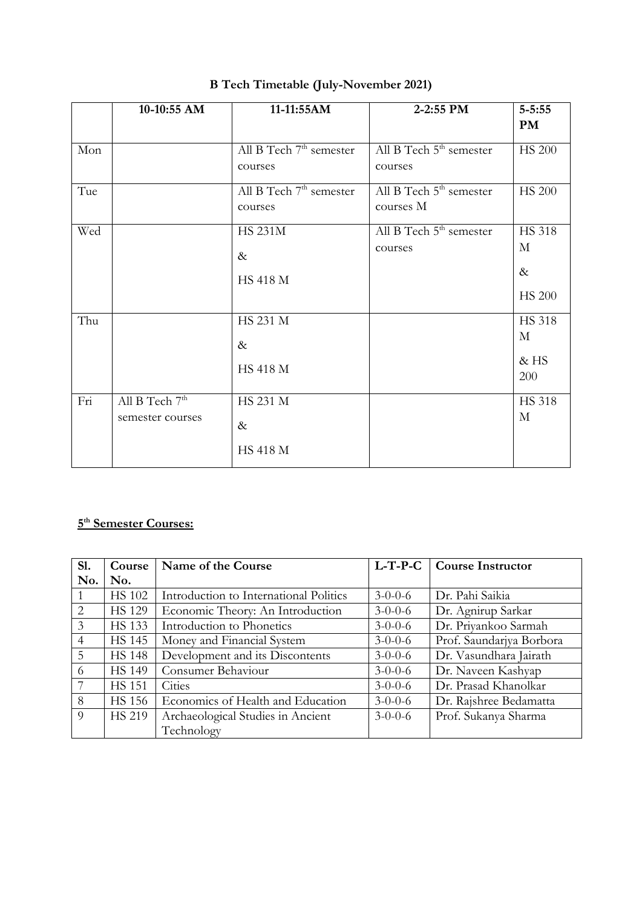# B Tech Timetable (July-November 2021)

| | 10-10:55 AM | 11-11:55AM | 2-2:55 PM | 5-5:55 PM |
|---|---|---|---|---|
| Mon | | All B Tech 7th semester courses | All B Tech 5th semester courses | HS 200 |
| Tue | | All B Tech 7th semester courses | All B Tech 5th semester courses M | HS 200 |
| Wed | | HS 231M & HS 418 M | All B Tech 5th semester courses | HS 318 M & HS 200 |
| Thu | | HS 231 M & HS 418 M | | HS 318 M & HS 200 |
| Fri | All B Tech 7th semester courses | HS 231 M & HS 418 M | | HS 318 M |

## 5th Semester Courses:

| Sl. No. | Course No. | Name of the Course | L-T-P-C | Course Instructor |
|---|---|---|---|---|
| 1 | HS 102 | Introduction to International Politics | 3-0-0-6 | Dr. Pahi Saikia |
| 2 | HS 129 | Economic Theory: An Introduction | 3-0-0-6 | Dr. Agnirup Sarkar |
| 3 | HS 133 | Introduction to Phonetics | 3-0-0-6 | Dr. Priyankoo Sarmah |
| 4 | HS 145 | Money and Financial System | 3-0-0-6 | Prof. Saundarjya Borbora |
| 5 | HS 148 | Development and its Discontents | 3-0-0-6 | Dr. Vasundhara Jairath |
| 6 | HS 149 | Consumer Behaviour | 3-0-0-6 | Dr. Naveen Kashyap |
| 7 | HS 151 | Cities | 3-0-0-6 | Dr. Prasad Khanolkar |
| 8 | HS 156 | Economics of Health and Education | 3-0-0-6 | Dr. Rajshree Bedamatta |
| 9 | HS 219 | Archaeological Studies in Ancient Technology | 3-0-0-6 | Prof. Sukanya Sharma |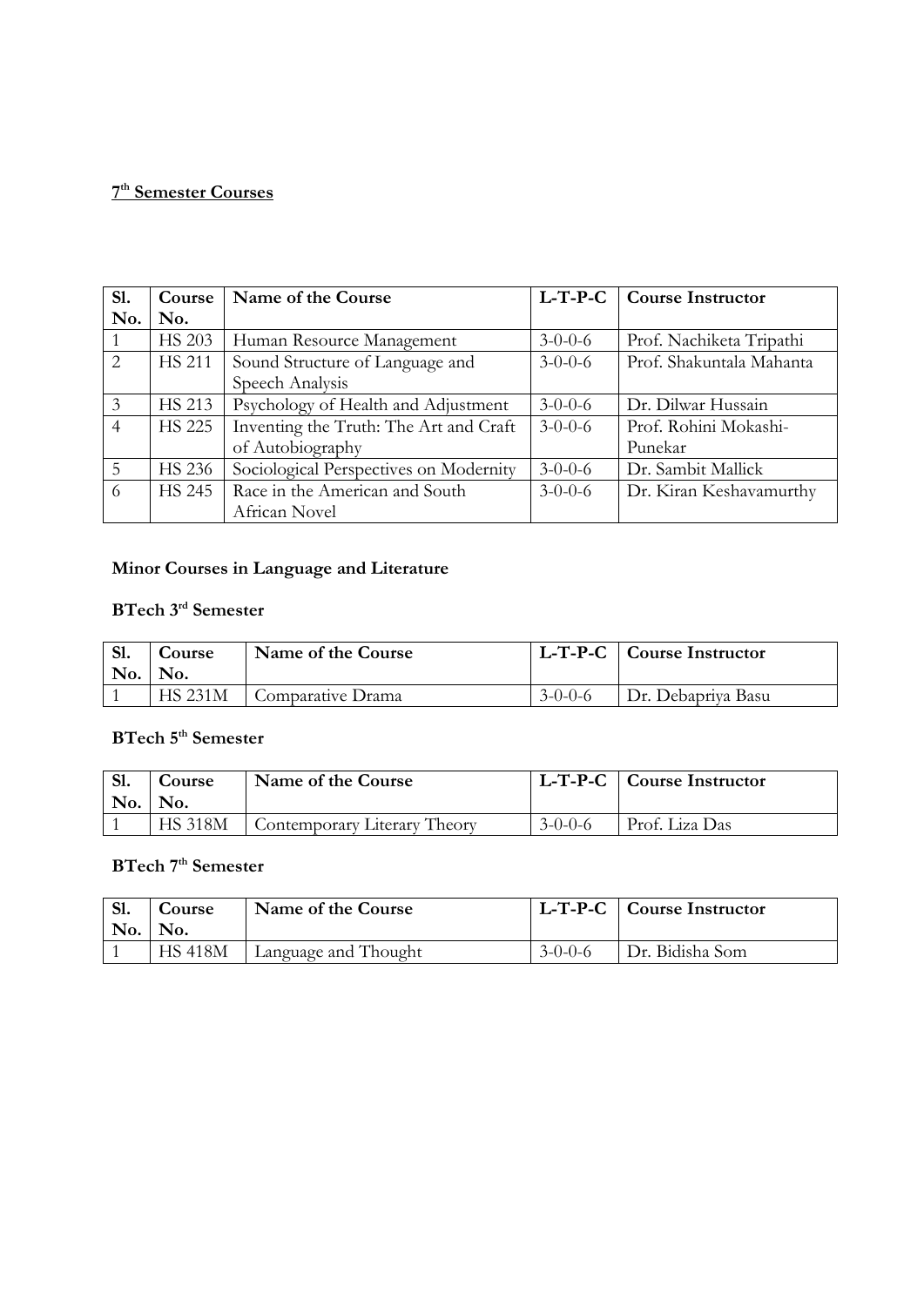**7th Semester Courses**

| Sl. No. | Course No. | Name of the Course | L-T-P-C | Course Instructor |
|---|---|---|---|---|
| 1 | HS 203 | Human Resource Management | 3-0-0-6 | Prof. Nachiketa Tripathi |
| 2 | HS 211 | Sound Structure of Language and Speech Analysis | 3-0-0-6 | Prof. Shakuntala Mahanta |
| 3 | HS 213 | Psychology of Health and Adjustment | 3-0-0-6 | Dr. Dilwar Hussain |
| 4 | HS 225 | Inventing the Truth: The Art and Craft of Autobiography | 3-0-0-6 | Prof. Rohini Mokashi-Punekar |
| 5 | HS 236 | Sociological Perspectives on Modernity | 3-0-0-6 | Dr. Sambit Mallick |
| 6 | HS 245 | Race in the American and South African Novel | 3-0-0-6 | Dr. Kiran Keshavamurthy |

**Minor Courses in Language and Literature**

**BTech 3rd Semester**

| Sl. No. | Course No. | Name of the Course | L-T-P-C | Course Instructor |
|---|---|---|---|---|
| 1 | HS 231M | Comparative Drama | 3-0-0-6 | Dr. Debapriya Basu |

**BTech 5th Semester**

| Sl. No. | Course No. | Name of the Course | L-T-P-C | Course Instructor |
|---|---|---|---|---|
| 1 | HS 318M | Contemporary Literary Theory | 3-0-0-6 | Prof. Liza Das |

**BTech 7th Semester**

| Sl. No. | Course No. | Name of the Course | L-T-P-C | Course Instructor |
|---|---|---|---|---|
| 1 | HS 418M | Language and Thought | 3-0-0-6 | Dr. Bidisha Som |